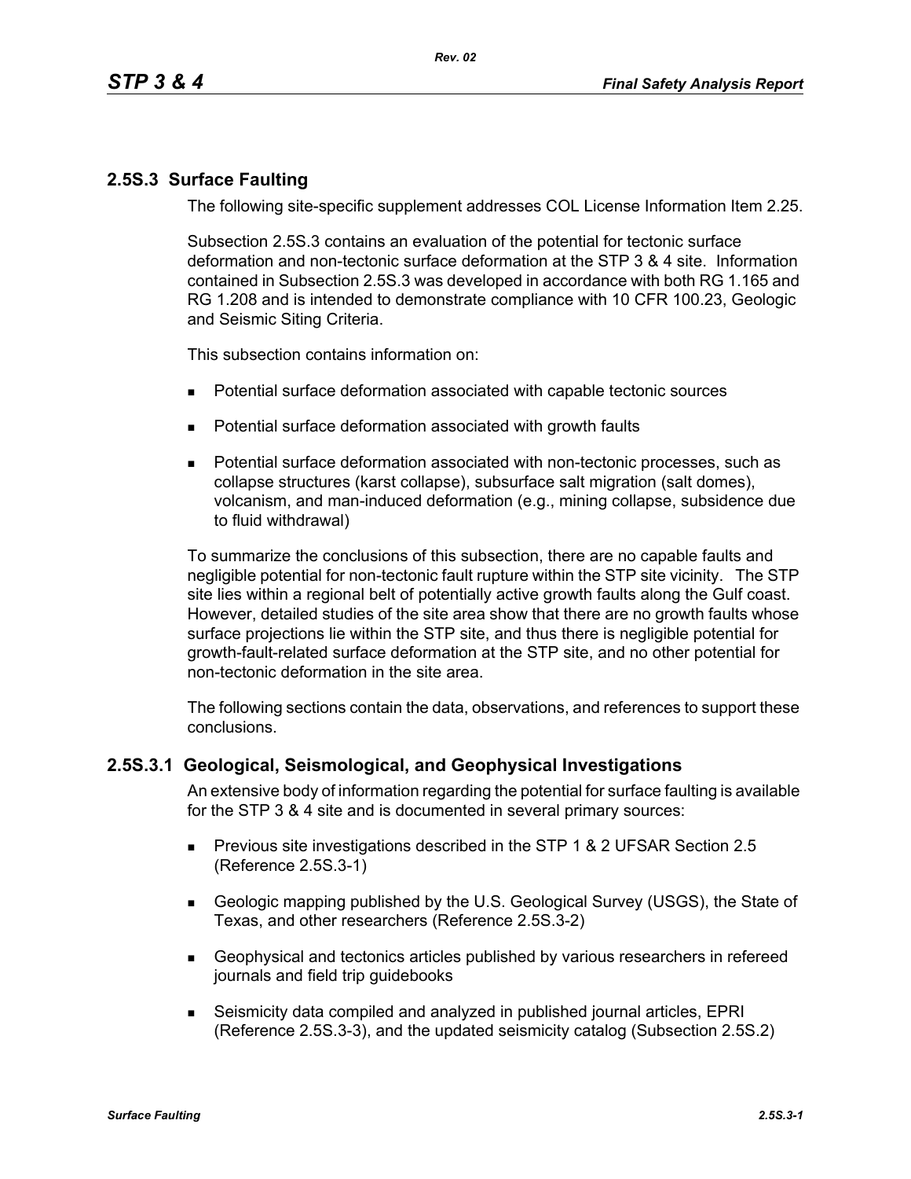## 2.5S.3 Surface Faulting

The following site-specific supplement addresses COL License Information Item 2.25.

Subsection 2.5S.3 contains an evaluation of the potential for tectonic surface deformation and non-tectonic surface deformation at the STP 3 & 4 site. Information contained in Subsection 2.5S.3 was developed in accordance with both RG 1.165 and RG 1.208 and is intended to demonstrate compliance with 10 CFR 100.23, Geologic and Seismic Siting Criteria.

This subsection contains information on:

- Potential surface deformation associated with capable tectonic sources
- Potential surface deformation associated with growth faults
- Potential surface deformation associated with non-tectonic processes, such as collapse structures (karst collapse), subsurface salt migration (salt domes), volcanism, and man-induced deformation (e.g., mining collapse, subsidence due to fluid withdrawal)

To summarize the conclusions of this subsection, there are no capable faults and negligible potential for non-tectonic fault rupture within the STP site vicinity. The STP site lies within a regional belt of potentially active growth faults along the Gulf coast. However, detailed studies of the site area show that there are no growth faults whose surface projections lie within the STP site, and thus there is negligible potential for growth-fault-related surface deformation at the STP site, and no other potential for non-tectonic deformation in the site area.

The following sections contain the data, observations, and references to support these conclusions.

### 2.5S.3.1 Geological, Seismological, and Geophysical Investigations

An extensive body of information regarding the potential for surface faulting is available for the STP 3 & 4 site and is documented in several primary sources:

- Previous site investigations described in the STP 1 & 2 UFSAR Section 2.5 (Reference 2.5S.3-1)
- Geologic mapping published by the U.S. Geological Survey (USGS), the State of Texas, and other researchers (Reference 2.5S.3-2)
- Geophysical and tectonics articles published by various researchers in refereed journals and field trip guidebooks
- Seismicity data compiled and analyzed in published journal articles, EPRI (Reference 2.5S.3-3), and the updated seismicity catalog (Subsection 2.5S.2)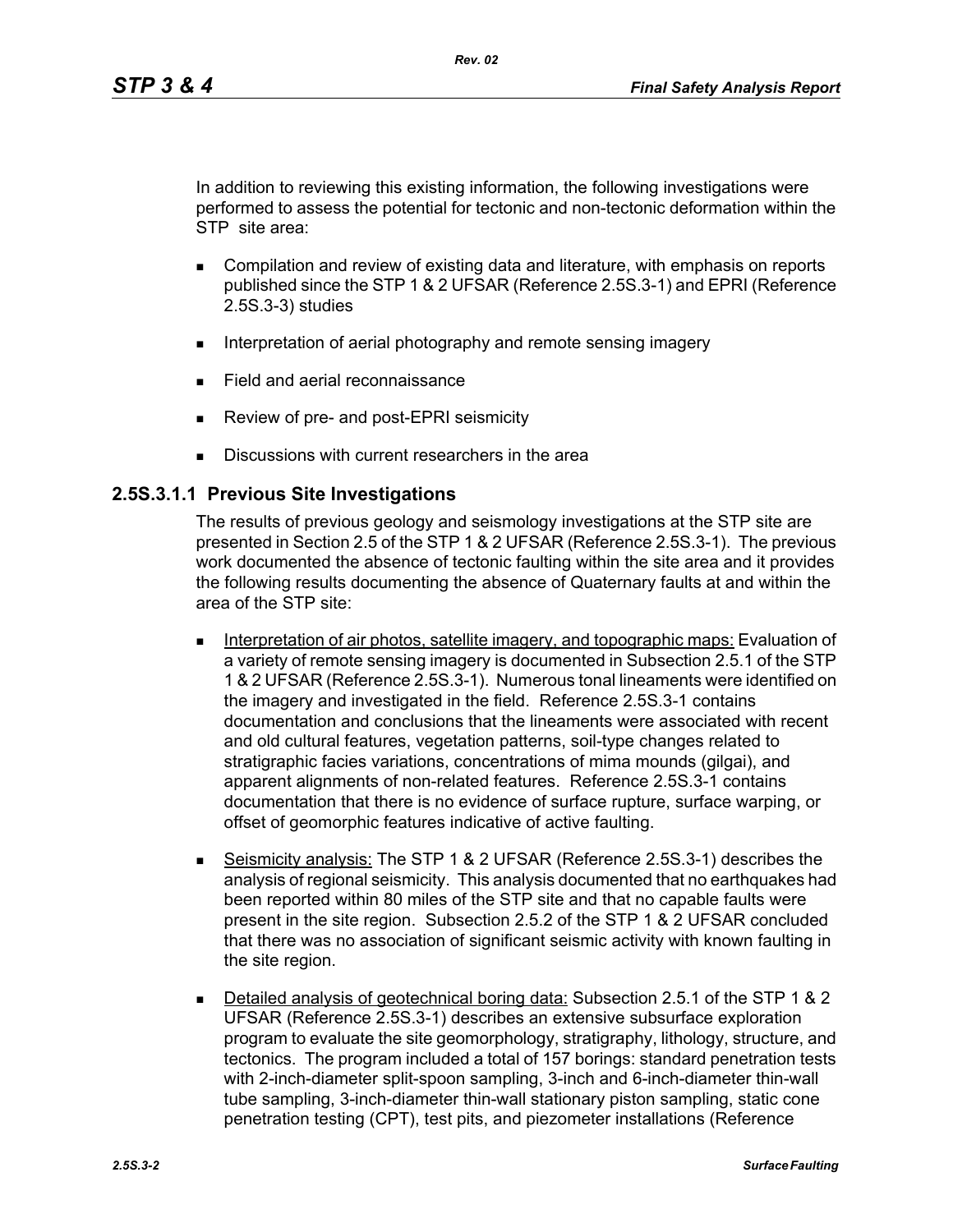In addition to reviewing this existing information, the following investigations were performed to assess the potential for tectonic and non-tectonic deformation within the STP site area:

- Compilation and review of existing data and literature, with emphasis on reports published since the STP 1 & 2 UFSAR (Reference 2.5S.3-1) and EPRI (Reference 2.5S.3-3) studies
- Interpretation of aerial photography and remote sensing imagery
- Field and aerial reconnaissance
- Review of pre- and post-EPRI seismicity
- Discussions with current researchers in the area

### 2.5S.3.1.1 Previous Site Investigations

The results of previous geology and seismology investigations at the STP site are presented in Section 2.5 of the STP 1 & 2 UFSAR (Reference 2.5S.3-1). The previous work documented the absence of tectonic faulting within the site area and it provides the following results documenting the absence of Quaternary faults at and within the area of the STP site:

- Interpretation of air photos, satellite imagery, and topographic maps: Evaluation of a variety of remote sensing imagery is documented in Subsection 2.5.1 of the STP 1 & 2 UFSAR (Reference 2.5S.3-1). Numerous tonal lineaments were identified on the imagery and investigated in the field. Reference 2.5S.3-1 contains documentation and conclusions that the lineaments were associated with recent and old cultural features, vegetation patterns, soil-type changes related to stratigraphic facies variations, concentrations of mima mounds (gilgai), and apparent alignments of non-related features. Reference 2.5S.3-1 contains documentation that there is no evidence of surface rupture, surface warping, or offset of geomorphic features indicative of active faulting.
- Seismicity analysis: The STP 1 & 2 UFSAR (Reference 2.5S.3-1) describes the analysis of regional seismicity. This analysis documented that no earthquakes had been reported within 80 miles of the STP site and that no capable faults were present in the site region. Subsection 2.5.2 of the STP 1 & 2 UFSAR concluded that there was no association of significant seismic activity with known faulting in the site region.
- Detailed analysis of geotechnical boring data: Subsection 2.5.1 of the STP 1 & 2 UFSAR (Reference 2.5S.3-1) describes an extensive subsurface exploration program to evaluate the site geomorphology, stratigraphy, lithology, structure, and tectonics. The program included a total of 157 borings: standard penetration tests with 2-inch-diameter split-spoon sampling, 3-inch and 6-inch-diameter thin-wall tube sampling, 3-inch-diameter thin-wall stationary piston sampling, static cone penetration testing (CPT), test pits, and piezometer installations (Reference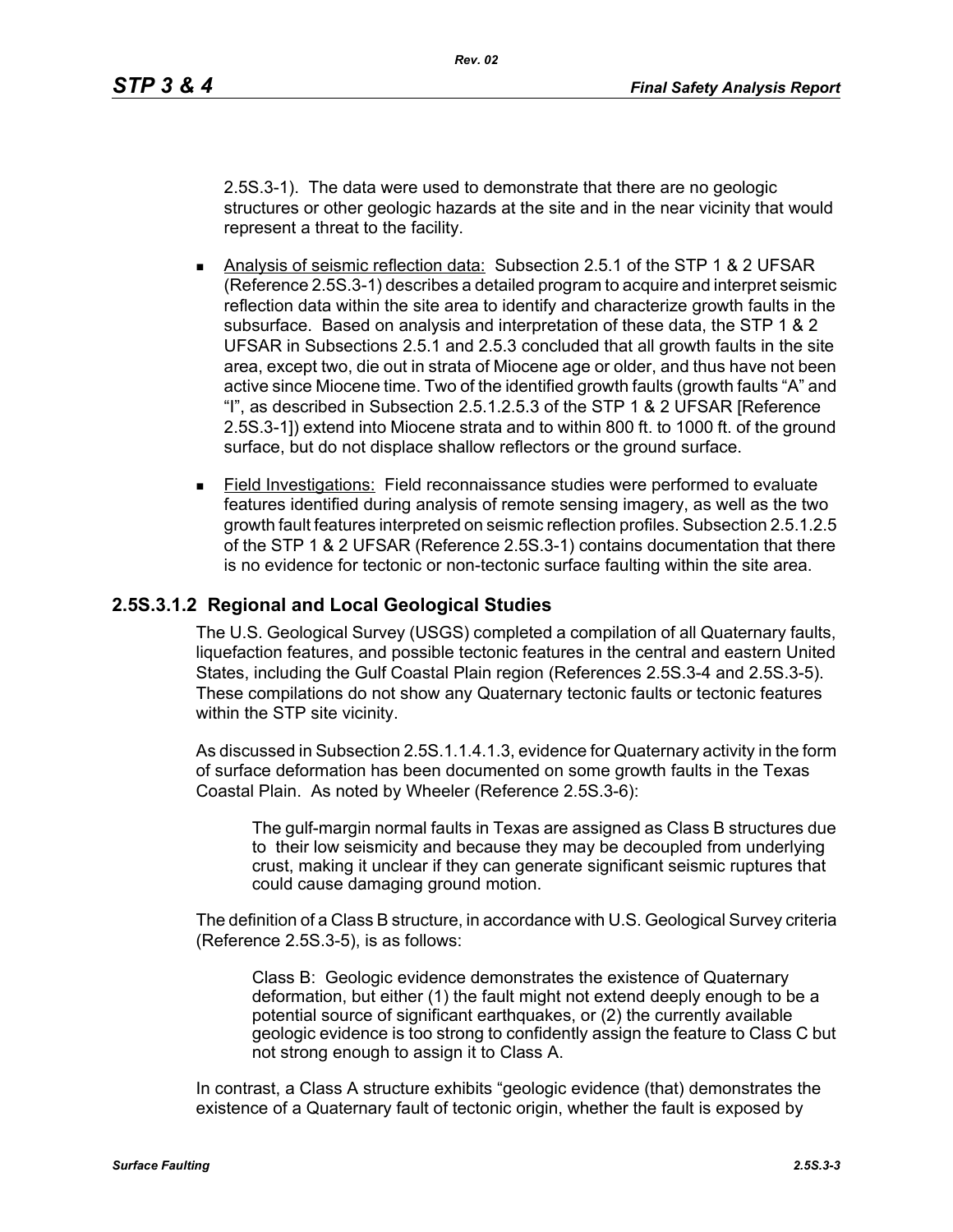2.5S.3-1). The data were used to demonstrate that there are no geologic structures or other geologic hazards at the site and in the near vicinity that would represent a threat to the facility.

- Analysis of seismic reflection data: Subsection 2.5.1 of the STP 1 & 2 UFSAR (Reference 2.5S.3-1) describes a detailed program to acquire and interpret seismic reflection data within the site area to identify and characterize growth faults in the subsurface. Based on analysis and interpretation of these data, the STP 1 & 2 UFSAR in Subsections 2.5.1 and 2.5.3 concluded that all growth faults in the site area, except two, die out in strata of Miocene age or older, and thus have not been active since Miocene time. Two of the identified growth faults (growth faults "A" and "I", as described in Subsection 2.5.1.2.5.3 of the STP 1 & 2 UFSAR [Reference 2.5S.3-1]) extend into Miocene strata and to within 800 ft. to 1000 ft. of the ground surface, but do not displace shallow reflectors or the ground surface.
- Field Investigations: Field reconnaissance studies were performed to evaluate features identified during analysis of remote sensing imagery, as well as the two growth fault features interpreted on seismic reflection profiles. Subsection 2.5.1.2.5 of the STP 1 & 2 UFSAR (Reference 2.5S.3-1) contains documentation that there is no evidence for tectonic or non-tectonic surface faulting within the site area.

### 2.5S.3.1.2 Regional and Local Geological Studies

The U.S. Geological Survey (USGS) completed a compilation of all Quaternary faults, liquefaction features, and possible tectonic features in the central and eastern United States, including the Gulf Coastal Plain region (References 2.5S.3-4 and 2.5S.3-5). These compilations do not show any Quaternary tectonic faults or tectonic features within the STP site vicinity.

As discussed in Subsection 2.5S.1.1.4.1.3, evidence for Quaternary activity in the form of surface deformation has been documented on some growth faults in the Texas Coastal Plain. As noted by Wheeler (Reference 2.5S.3-6):

> The gulf-margin normal faults in Texas are assigned as Class B structures due to their low seismicity and because they may be decoupled from underlying crust, making it unclear if they can generate significant seismic ruptures that could cause damaging ground motion.

The definition of a Class B structure, in accordance with U.S. Geological Survey criteria (Reference 2.5S.3-5), is as follows:

> Class B: Geologic evidence demonstrates the existence of Quaternary deformation, but either (1) the fault might not extend deeply enough to be a potential source of significant earthquakes, or (2) the currently available geologic evidence is too strong to confidently assign the feature to Class C but not strong enough to assign it to Class A.

In contrast, a Class A structure exhibits "geologic evidence (that) demonstrates the existence of a Quaternary fault of tectonic origin, whether the fault is exposed by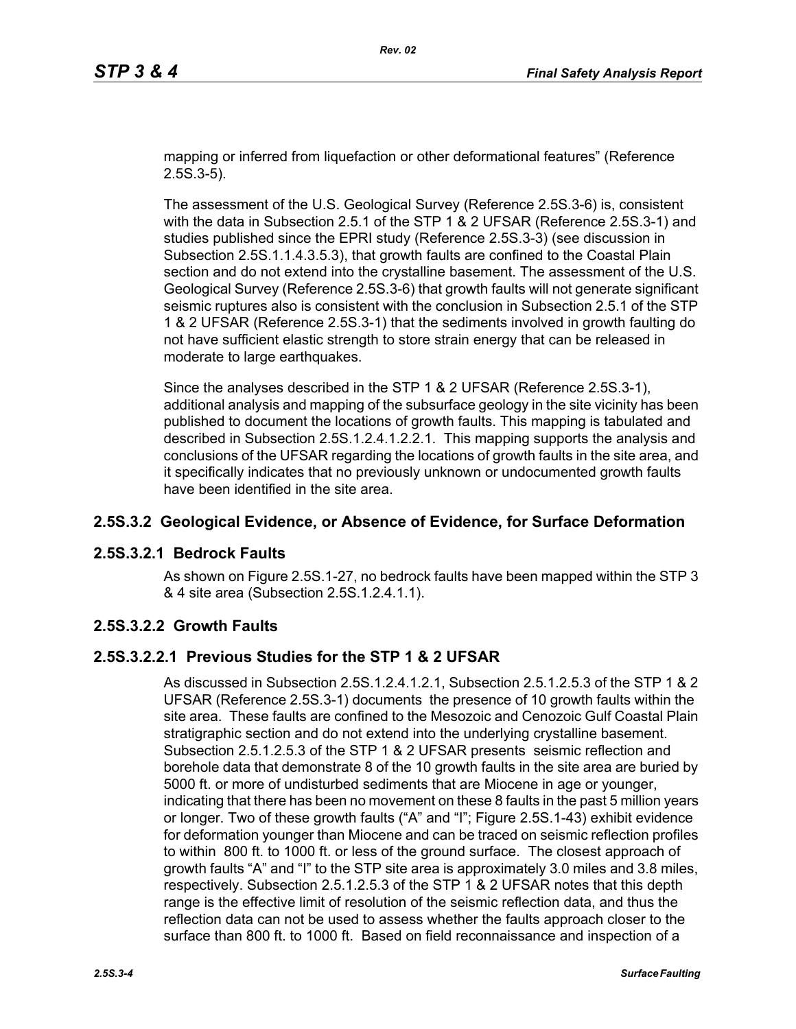mapping or inferred from liquefaction or other deformational features" (Reference 2.5S.3-5).

The assessment of the U.S. Geological Survey (Reference 2.5S.3-6) is, consistent with the data in Subsection 2.5.1 of the STP 1 & 2 UFSAR (Reference 2.5S.3-1) and studies published since the EPRI study (Reference 2.5S.3-3) (see discussion in Subsection 2.5S.1.1.4.3.5.3), that growth faults are confined to the Coastal Plain section and do not extend into the crystalline basement. The assessment of the U.S. Geological Survey (Reference 2.5S.3-6) that growth faults will not generate significant seismic ruptures also is consistent with the conclusion in Subsection 2.5.1 of the STP 1 & 2 UFSAR (Reference 2.5S.3-1) that the sediments involved in growth faulting do not have sufficient elastic strength to store strain energy that can be released in moderate to large earthquakes.

Since the analyses described in the STP 1 & 2 UFSAR (Reference 2.5S.3-1), additional analysis and mapping of the subsurface geology in the site vicinity has been published to document the locations of growth faults. This mapping is tabulated and described in Subsection 2.5S.1.2.4.1.2.2.1. This mapping supports the analysis and conclusions of the UFSAR regarding the locations of growth faults in the site area, and it specifically indicates that no previously unknown or undocumented growth faults have been identified in the site area.

## 2.5S.3.2 Geological Evidence, or Absence of Evidence, for Surface Deformation

### 2.5S.3.2.1 Bedrock Faults

As shown on Figure 2.5S.1-27, no bedrock faults have been mapped within the STP 3 & 4 site area (Subsection 2.5S.1.2.4.1.1).

### 2.5S.3.2.2 Growth Faults

#### 2.5S.3.2.2.1 Previous Studies for the STP 1 & 2 UFSAR

As discussed in Subsection 2.5S.1.2.4.1.2.1, Subsection 2.5.1.2.5.3 of the STP 1 & 2 UFSAR (Reference 2.5S.3-1) documents the presence of 10 growth faults within the site area. These faults are confined to the Mesozoic and Cenozoic Gulf Coastal Plain stratigraphic section and do not extend into the underlying crystalline basement. Subsection 2.5.1.2.5.3 of the STP 1 & 2 UFSAR presents seismic reflection and borehole data that demonstrate 8 of the 10 growth faults in the site area are buried by 5000 ft. or more of undisturbed sediments that are Miocene in age or younger, indicating that there has been no movement on these 8 faults in the past 5 million years or longer. Two of these growth faults ("A" and "I"; Figure 2.5S.1-43) exhibit evidence for deformation younger than Miocene and can be traced on seismic reflection profiles to within 800 ft. to 1000 ft. or less of the ground surface. The closest approach of growth faults "A" and "I" to the STP site area is approximately 3.0 miles and 3.8 miles, respectively. Subsection 2.5.1.2.5.3 of the STP 1 & 2 UFSAR notes that this depth range is the effective limit of resolution of the seismic reflection data, and thus the reflection data can not be used to assess whether the faults approach closer to the surface than 800 ft. to 1000 ft. Based on field reconnaissance and inspection of a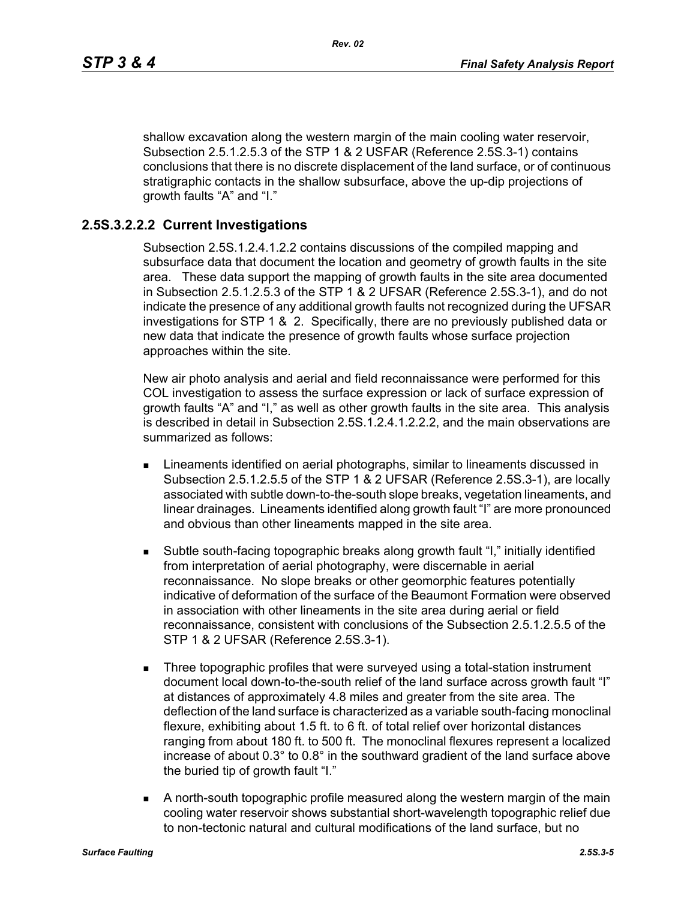shallow excavation along the western margin of the main cooling water reservoir, Subsection 2.5.1.2.5.3 of the STP 1 & 2 USFAR (Reference 2.5S.3-1) contains conclusions that there is no discrete displacement of the land surface, or of continuous stratigraphic contacts in the shallow subsurface, above the up-dip projections of growth faults "A" and "I."

### 2.5S.3.2.2.2 Current Investigations

Subsection 2.5S.1.2.4.1.2.2 contains discussions of the compiled mapping and subsurface data that document the location and geometry of growth faults in the site area. These data support the mapping of growth faults in the site area documented in Subsection 2.5.1.2.5.3 of the STP 1 & 2 UFSAR (Reference 2.5S.3-1), and do not indicate the presence of any additional growth faults not recognized during the UFSAR investigations for STP 1 & 2. Specifically, there are no previously published data or new data that indicate the presence of growth faults whose surface projection approaches within the site.

New air photo analysis and aerial and field reconnaissance were performed for this COL investigation to assess the surface expression or lack of surface expression of growth faults "A" and "I," as well as other growth faults in the site area. This analysis is described in detail in Subsection 2.5S.1.2.4.1.2.2.2, and the main observations are summarized as follows:

- Lineaments identified on aerial photographs, similar to lineaments discussed in Subsection 2.5.1.2.5.5 of the STP 1 & 2 UFSAR (Reference 2.5S.3-1), are locally associated with subtle down-to-the-south slope breaks, vegetation lineaments, and linear drainages. Lineaments identified along growth fault "I" are more pronounced and obvious than other lineaments mapped in the site area.
- Subtle south-facing topographic breaks along growth fault "I," initially identified from interpretation of aerial photography, were discernable in aerial reconnaissance. No slope breaks or other geomorphic features potentially indicative of deformation of the surface of the Beaumont Formation were observed in association with other lineaments in the site area during aerial or field reconnaissance, consistent with conclusions of the Subsection 2.5.1.2.5.5 of the STP 1 & 2 UFSAR (Reference 2.5S.3-1).
- Three topographic profiles that were surveyed using a total-station instrument document local down-to-the-south relief of the land surface across growth fault "I" at distances of approximately 4.8 miles and greater from the site area. The deflection of the land surface is characterized as a variable south-facing monoclinal flexure, exhibiting about 1.5 ft. to 6 ft. of total relief over horizontal distances ranging from about 180 ft. to 500 ft. The monoclinal flexures represent a localized increase of about 0.3° to 0.8° in the southward gradient of the land surface above the buried tip of growth fault "I."
- A north-south topographic profile measured along the western margin of the main cooling water reservoir shows substantial short-wavelength topographic relief due to non-tectonic natural and cultural modifications of the land surface, but no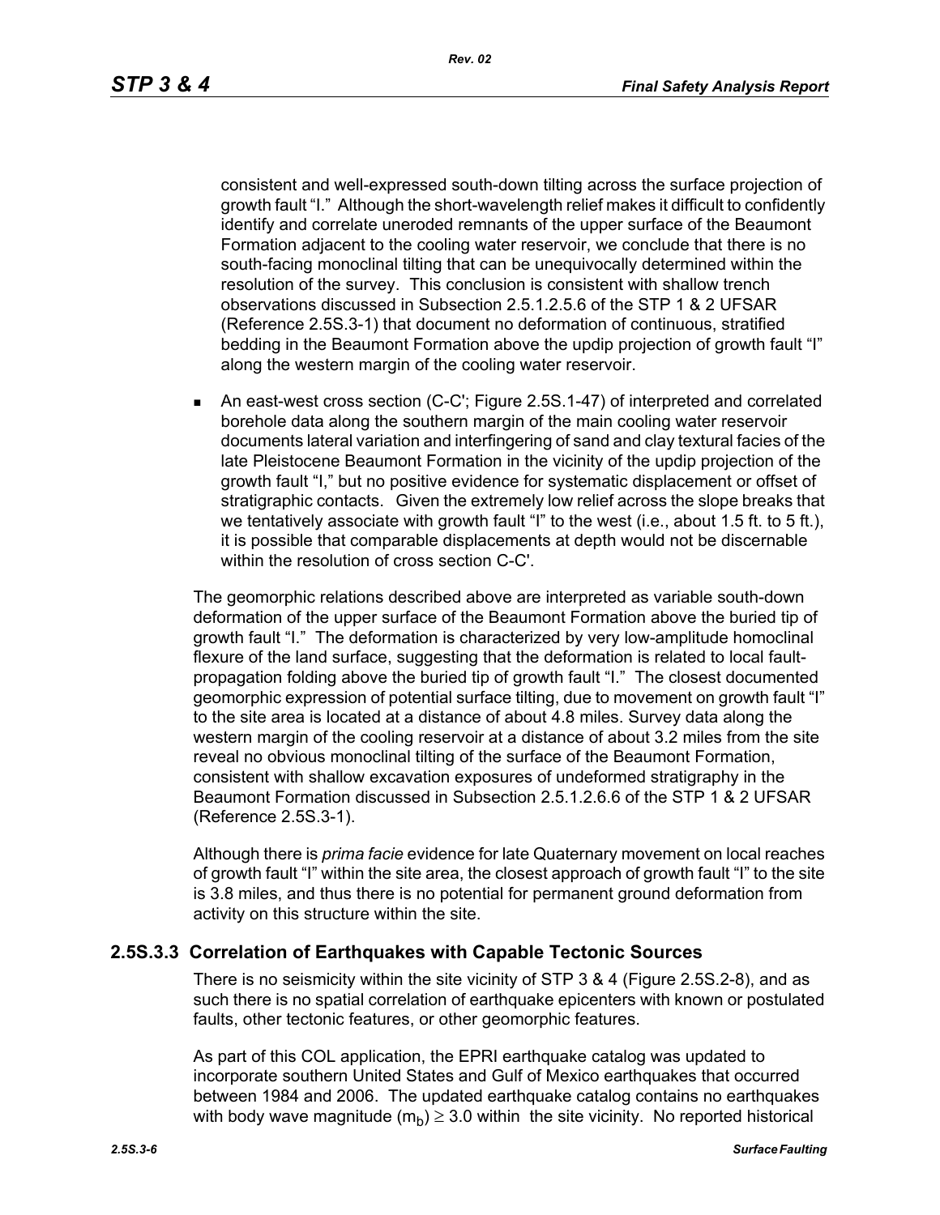consistent and well-expressed south-down tilting across the surface projection of growth fault "I." Although the short-wavelength relief makes it difficult to confidently identify and correlate uneroded remnants of the upper surface of the Beaumont Formation adjacent to the cooling water reservoir, we conclude that there is no south-facing monoclinal tilting that can be unequivocally determined within the resolution of the survey. This conclusion is consistent with shallow trench observations discussed in Subsection 2.5.1.2.5.6 of the STP 1 & 2 UFSAR (Reference 2.5S.3-1) that document no deformation of continuous, stratified bedding in the Beaumont Formation above the updip projection of growth fault "I" along the western margin of the cooling water reservoir.

- An east-west cross section (C-C'; Figure 2.5S.1-47) of interpreted and correlated borehole data along the southern margin of the main cooling water reservoir documents lateral variation and interfingering of sand and clay textural facies of the late Pleistocene Beaumont Formation in the vicinity of the updip projection of the growth fault "I," but no positive evidence for systematic displacement or offset of stratigraphic contacts. Given the extremely low relief across the slope breaks that we tentatively associate with growth fault "I" to the west (i.e., about 1.5 ft. to 5 ft.), it is possible that comparable displacements at depth would not be discernable within the resolution of cross section C-C'.

The geomorphic relations described above are interpreted as variable south-down deformation of the upper surface of the Beaumont Formation above the buried tip of growth fault "I." The deformation is characterized by very low-amplitude homoclinal flexure of the land surface, suggesting that the deformation is related to local fault-propagation folding above the buried tip of growth fault "I." The closest documented geomorphic expression of potential surface tilting, due to movement on growth fault "I" to the site area is located at a distance of about 4.8 miles. Survey data along the western margin of the cooling reservoir at a distance of about 3.2 miles from the site reveal no obvious monoclinal tilting of the surface of the Beaumont Formation, consistent with shallow excavation exposures of undeformed stratigraphy in the Beaumont Formation discussed in Subsection 2.5.1.2.6.6 of the STP 1 & 2 UFSAR (Reference 2.5S.3-1).

Although there is *prima facie* evidence for late Quaternary movement on local reaches of growth fault "I" within the site area, the closest approach of growth fault "I" to the site is 3.8 miles, and thus there is no potential for permanent ground deformation from activity on this structure within the site.

## 2.5S.3.3 Correlation of Earthquakes with Capable Tectonic Sources

There is no seismicity within the site vicinity of STP 3 & 4 (Figure 2.5S.2-8), and as such there is no spatial correlation of earthquake epicenters with known or postulated faults, other tectonic features, or other geomorphic features.

As part of this COL application, the EPRI earthquake catalog was updated to incorporate southern United States and Gulf of Mexico earthquakes that occurred between 1984 and 2006. The updated earthquake catalog contains no earthquakes with body wave magnitude ($m_b$) $\geq$ 3.0 within the site vicinity. No reported historical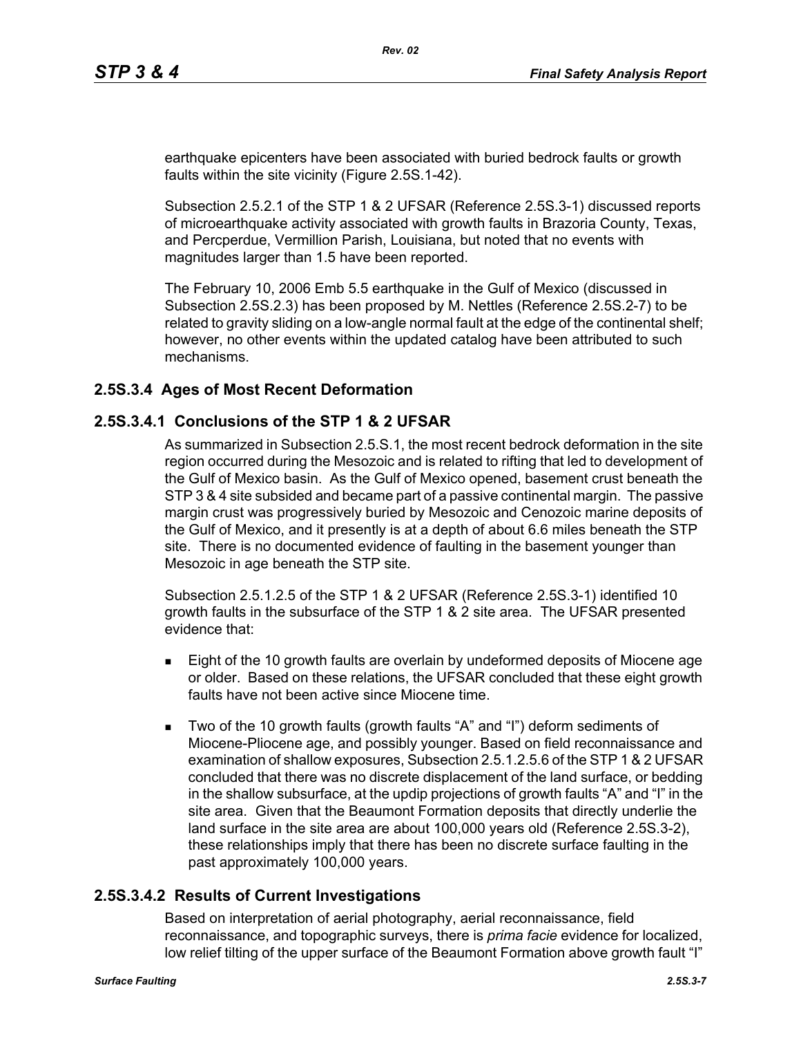earthquake epicenters have been associated with buried bedrock faults or growth faults within the site vicinity (Figure 2.5S.1-42).

Subsection 2.5.2.1 of the STP 1 & 2 UFSAR (Reference 2.5S.3-1) discussed reports of microearthquake activity associated with growth faults in Brazoria County, Texas, and Percperdue, Vermillion Parish, Louisiana, but noted that no events with magnitudes larger than 1.5 have been reported.

The February 10, 2006 Emb 5.5 earthquake in the Gulf of Mexico (discussed in Subsection 2.5S.2.3) has been proposed by M. Nettles (Reference 2.5S.2-7) to be related to gravity sliding on a low-angle normal fault at the edge of the continental shelf; however, no other events within the updated catalog have been attributed to such mechanisms.

## 2.5S.3.4 Ages of Most Recent Deformation

### 2.5S.3.4.1 Conclusions of the STP 1 & 2 UFSAR

As summarized in Subsection 2.5.S.1, the most recent bedrock deformation in the site region occurred during the Mesozoic and is related to rifting that led to development of the Gulf of Mexico basin. As the Gulf of Mexico opened, basement crust beneath the STP 3 & 4 site subsided and became part of a passive continental margin. The passive margin crust was progressively buried by Mesozoic and Cenozoic marine deposits of the Gulf of Mexico, and it presently is at a depth of about 6.6 miles beneath the STP site. There is no documented evidence of faulting in the basement younger than Mesozoic in age beneath the STP site.

Subsection 2.5.1.2.5 of the STP 1 & 2 UFSAR (Reference 2.5S.3-1) identified 10 growth faults in the subsurface of the STP 1 & 2 site area. The UFSAR presented evidence that:

- Eight of the 10 growth faults are overlain by undeformed deposits of Miocene age or older. Based on these relations, the UFSAR concluded that these eight growth faults have not been active since Miocene time.
- Two of the 10 growth faults (growth faults "A" and "I") deform sediments of Miocene-Pliocene age, and possibly younger. Based on field reconnaissance and examination of shallow exposures, Subsection 2.5.1.2.5.6 of the STP 1 & 2 UFSAR concluded that there was no discrete displacement of the land surface, or bedding in the shallow subsurface, at the updip projections of growth faults "A" and "I" in the site area. Given that the Beaumont Formation deposits that directly underlie the land surface in the site area are about 100,000 years old (Reference 2.5S.3-2), these relationships imply that there has been no discrete surface faulting in the past approximately 100,000 years.

### 2.5S.3.4.2 Results of Current Investigations

Based on interpretation of aerial photography, aerial reconnaissance, field reconnaissance, and topographic surveys, there is *prima facie* evidence for localized, low relief tilting of the upper surface of the Beaumont Formation above growth fault "I"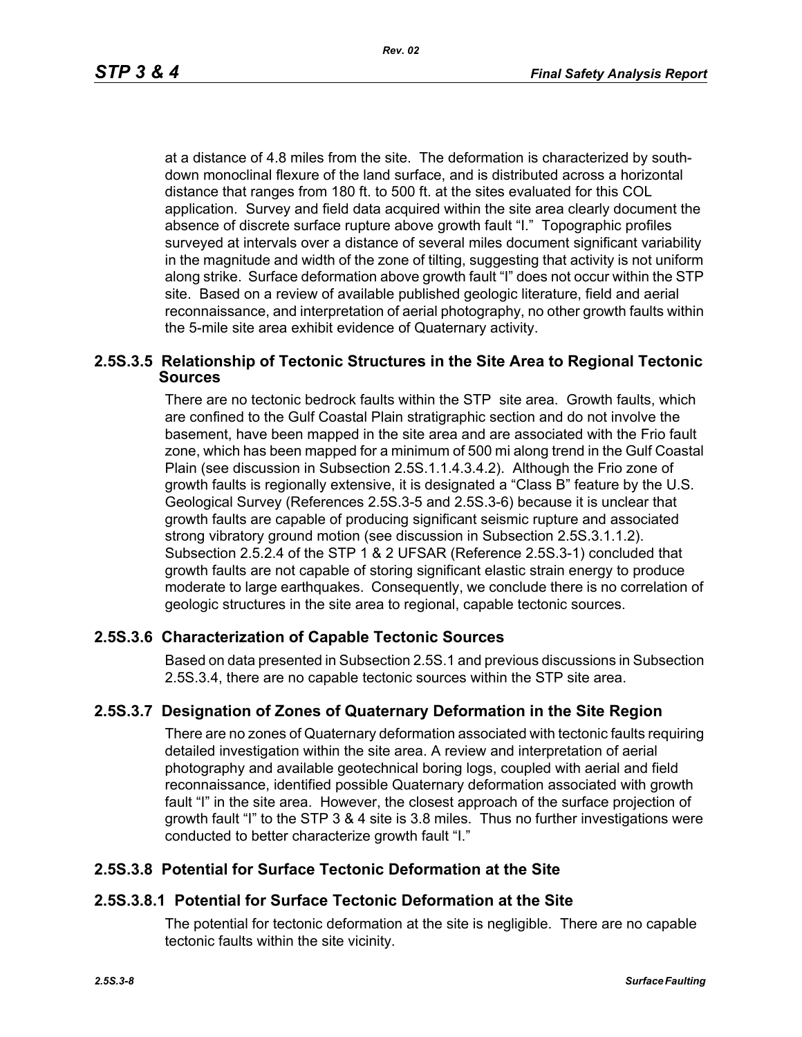at a distance of 4.8 miles from the site. The deformation is characterized by south-down monoclinal flexure of the land surface, and is distributed across a horizontal distance that ranges from 180 ft. to 500 ft. at the sites evaluated for this COL application. Survey and field data acquired within the site area clearly document the absence of discrete surface rupture above growth fault "I." Topographic profiles surveyed at intervals over a distance of several miles document significant variability in the magnitude and width of the zone of tilting, suggesting that activity is not uniform along strike. Surface deformation above growth fault "I" does not occur within the STP site. Based on a review of available published geologic literature, field and aerial reconnaissance, and interpretation of aerial photography, no other growth faults within the 5-mile site area exhibit evidence of Quaternary activity.

## 2.5S.3.5 Relationship of Tectonic Structures in the Site Area to Regional Tectonic Sources

There are no tectonic bedrock faults within the STP site area. Growth faults, which are confined to the Gulf Coastal Plain stratigraphic section and do not involve the basement, have been mapped in the site area and are associated with the Frio fault zone, which has been mapped for a minimum of 500 mi along trend in the Gulf Coastal Plain (see discussion in Subsection 2.5S.1.1.4.3.4.2). Although the Frio zone of growth faults is regionally extensive, it is designated a "Class B" feature by the U.S. Geological Survey (References 2.5S.3-5 and 2.5S.3-6) because it is unclear that growth faults are capable of producing significant seismic rupture and associated strong vibratory ground motion (see discussion in Subsection 2.5S.3.1.1.2). Subsection 2.5.2.4 of the STP 1 & 2 UFSAR (Reference 2.5S.3-1) concluded that growth faults are not capable of storing significant elastic strain energy to produce moderate to large earthquakes. Consequently, we conclude there is no correlation of geologic structures in the site area to regional, capable tectonic sources.

## 2.5S.3.6 Characterization of Capable Tectonic Sources

Based on data presented in Subsection 2.5S.1 and previous discussions in Subsection 2.5S.3.4, there are no capable tectonic sources within the STP site area.

## 2.5S.3.7 Designation of Zones of Quaternary Deformation in the Site Region

There are no zones of Quaternary deformation associated with tectonic faults requiring detailed investigation within the site area. A review and interpretation of aerial photography and available geotechnical boring logs, coupled with aerial and field reconnaissance, identified possible Quaternary deformation associated with growth fault "I" in the site area. However, the closest approach of the surface projection of growth fault "I" to the STP 3 & 4 site is 3.8 miles. Thus no further investigations were conducted to better characterize growth fault "I."

## 2.5S.3.8 Potential for Surface Tectonic Deformation at the Site

### 2.5S.3.8.1 Potential for Surface Tectonic Deformation at the Site

The potential for tectonic deformation at the site is negligible. There are no capable tectonic faults within the site vicinity.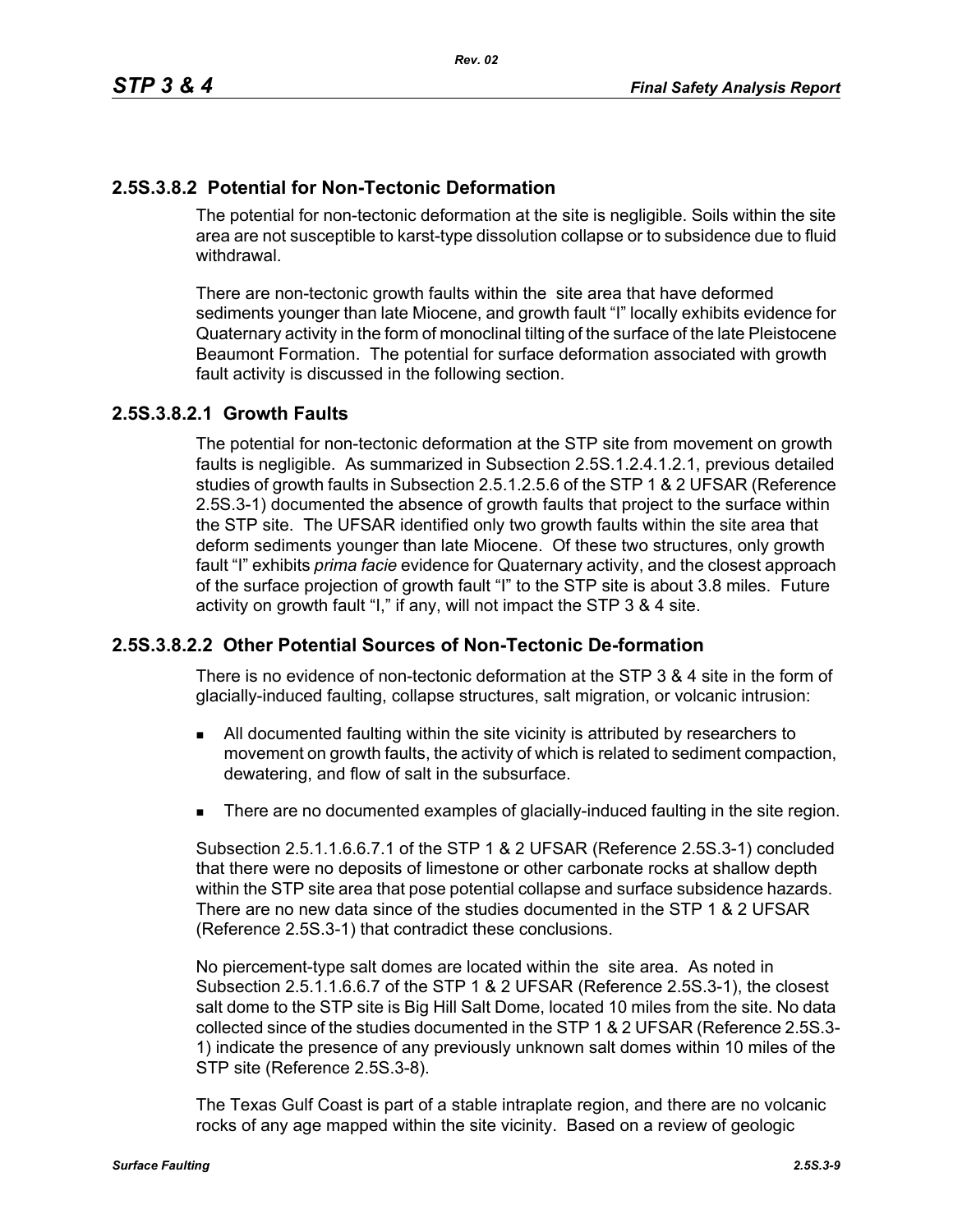## 2.5S.3.8.2 Potential for Non-Tectonic Deformation

The potential for non-tectonic deformation at the site is negligible. Soils within the site area are not susceptible to karst-type dissolution collapse or to subsidence due to fluid withdrawal.

There are non-tectonic growth faults within the site area that have deformed sediments younger than late Miocene, and growth fault "I" locally exhibits evidence for Quaternary activity in the form of monoclinal tilting of the surface of the late Pleistocene Beaumont Formation. The potential for surface deformation associated with growth fault activity is discussed in the following section.

### 2.5S.3.8.2.1 Growth Faults

The potential for non-tectonic deformation at the STP site from movement on growth faults is negligible. As summarized in Subsection 2.5S.1.2.4.1.2.1, previous detailed studies of growth faults in Subsection 2.5.1.2.5.6 of the STP 1 & 2 UFSAR (Reference 2.5S.3-1) documented the absence of growth faults that project to the surface within the STP site. The UFSAR identified only two growth faults within the site area that deform sediments younger than late Miocene. Of these two structures, only growth fault "I" exhibits *prima facie* evidence for Quaternary activity, and the closest approach of the surface projection of growth fault "I" to the STP site is about 3.8 miles. Future activity on growth fault "I," if any, will not impact the STP 3 & 4 site.

### 2.5S.3.8.2.2 Other Potential Sources of Non-Tectonic De-formation

There is no evidence of non-tectonic deformation at the STP 3 & 4 site in the form of glacially-induced faulting, collapse structures, salt migration, or volcanic intrusion:

- All documented faulting within the site vicinity is attributed by researchers to movement on growth faults, the activity of which is related to sediment compaction, dewatering, and flow of salt in the subsurface.
- There are no documented examples of glacially-induced faulting in the site region.

Subsection 2.5.1.1.6.6.7.1 of the STP 1 & 2 UFSAR (Reference 2.5S.3-1) concluded that there were no deposits of limestone or other carbonate rocks at shallow depth within the STP site area that pose potential collapse and surface subsidence hazards. There are no new data since of the studies documented in the STP 1 & 2 UFSAR (Reference 2.5S.3-1) that contradict these conclusions.

No piercement-type salt domes are located within the site area. As noted in Subsection 2.5.1.1.6.6.7 of the STP 1 & 2 UFSAR (Reference 2.5S.3-1), the closest salt dome to the STP site is Big Hill Salt Dome, located 10 miles from the site. No data collected since of the studies documented in the STP 1 & 2 UFSAR (Reference 2.5S.3-1) indicate the presence of any previously unknown salt domes within 10 miles of the STP site (Reference 2.5S.3-8).

The Texas Gulf Coast is part of a stable intraplate region, and there are no volcanic rocks of any age mapped within the site vicinity. Based on a review of geologic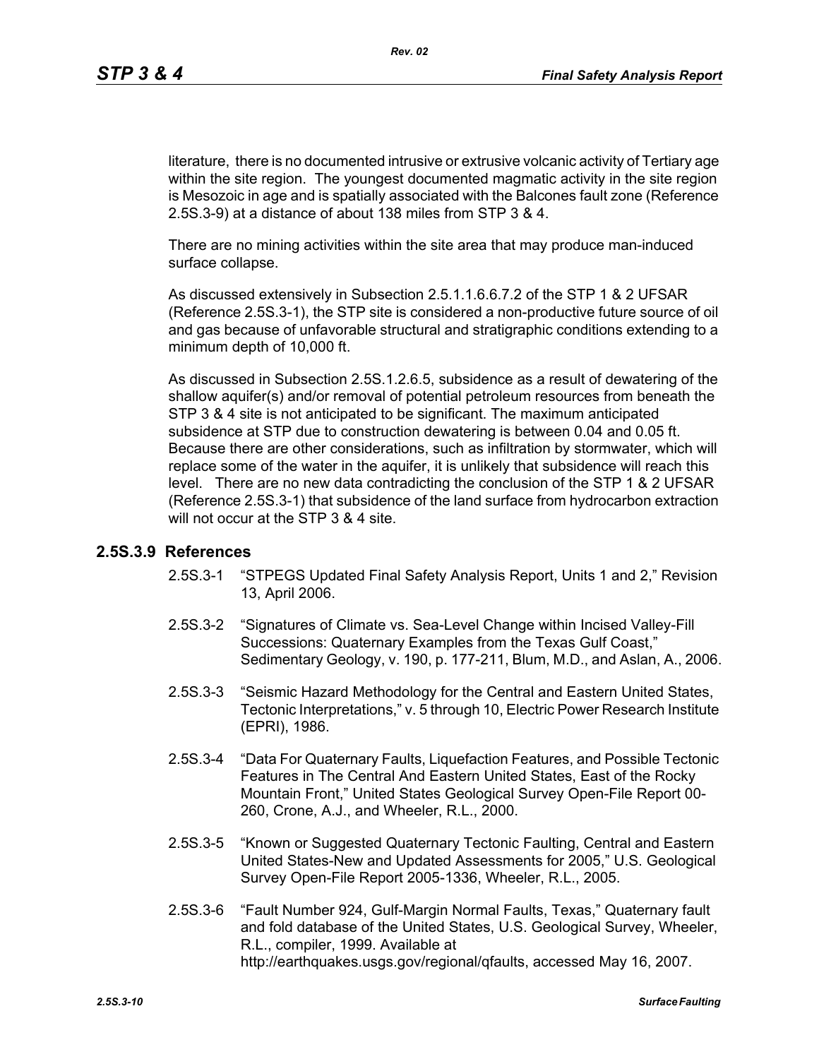literature, there is no documented intrusive or extrusive volcanic activity of Tertiary age within the site region. The youngest documented magmatic activity in the site region is Mesozoic in age and is spatially associated with the Balcones fault zone (Reference 2.5S.3-9) at a distance of about 138 miles from STP 3 & 4.

There are no mining activities within the site area that may produce man-induced surface collapse.

As discussed extensively in Subsection 2.5.1.1.6.6.7.2 of the STP 1 & 2 UFSAR (Reference 2.5S.3-1), the STP site is considered a non-productive future source of oil and gas because of unfavorable structural and stratigraphic conditions extending to a minimum depth of 10,000 ft.

As discussed in Subsection 2.5S.1.2.6.5, subsidence as a result of dewatering of the shallow aquifer(s) and/or removal of potential petroleum resources from beneath the STP 3 & 4 site is not anticipated to be significant. The maximum anticipated subsidence at STP due to construction dewatering is between 0.04 and 0.05 ft. Because there are other considerations, such as infiltration by stormwater, which will replace some of the water in the aquifer, it is unlikely that subsidence will reach this level. There are no new data contradicting the conclusion of the STP 1 & 2 UFSAR (Reference 2.5S.3-1) that subsidence of the land surface from hydrocarbon extraction will not occur at the STP 3 & 4 site.

## 2.5S.3.9 References

- 2.5S.3-1 "STPEGS Updated Final Safety Analysis Report, Units 1 and 2," Revision 13, April 2006.
- 2.5S.3-2 "Signatures of Climate vs. Sea-Level Change within Incised Valley-Fill Successions: Quaternary Examples from the Texas Gulf Coast," Sedimentary Geology, v. 190, p. 177-211, Blum, M.D., and Aslan, A., 2006.
- 2.5S.3-3 "Seismic Hazard Methodology for the Central and Eastern United States, Tectonic Interpretations," v. 5 through 10, Electric Power Research Institute (EPRI), 1986.
- 2.5S.3-4 "Data For Quaternary Faults, Liquefaction Features, and Possible Tectonic Features in The Central And Eastern United States, East of the Rocky Mountain Front," United States Geological Survey Open-File Report 00-260, Crone, A.J., and Wheeler, R.L., 2000.
- 2.5S.3-5 "Known or Suggested Quaternary Tectonic Faulting, Central and Eastern United States-New and Updated Assessments for 2005," U.S. Geological Survey Open-File Report 2005-1336, Wheeler, R.L., 2005.
- 2.5S.3-6 "Fault Number 924, Gulf-Margin Normal Faults, Texas," Quaternary fault and fold database of the United States, U.S. Geological Survey, Wheeler, R.L., compiler, 1999. Available at http://earthquakes.usgs.gov/regional/qfaults, accessed May 16, 2007.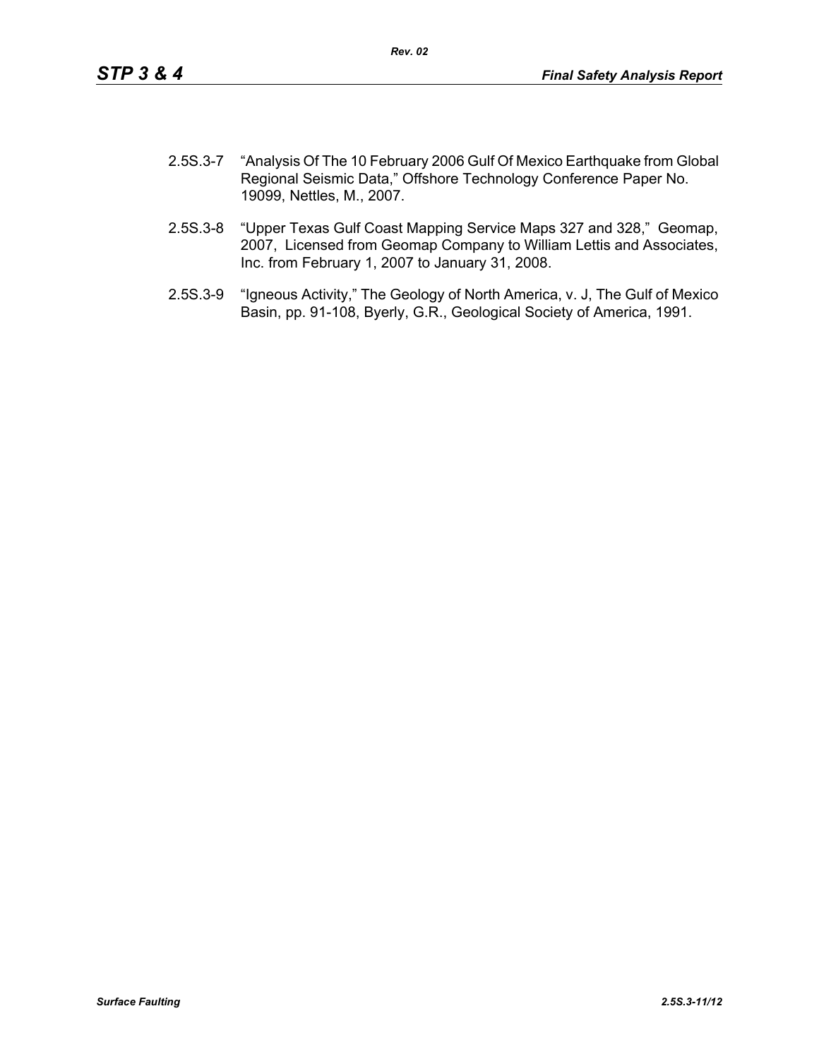2.5S.3-7 "Analysis Of The 10 February 2006 Gulf Of Mexico Earthquake from Global Regional Seismic Data," Offshore Technology Conference Paper No. 19099, Nettles, M., 2007.

2.5S.3-8 "Upper Texas Gulf Coast Mapping Service Maps 327 and 328," Geomap, 2007, Licensed from Geomap Company to William Lettis and Associates, Inc. from February 1, 2007 to January 31, 2008.

2.5S.3-9 "Igneous Activity," The Geology of North America, v. J, The Gulf of Mexico Basin, pp. 91-108, Byerly, G.R., Geological Society of America, 1991.